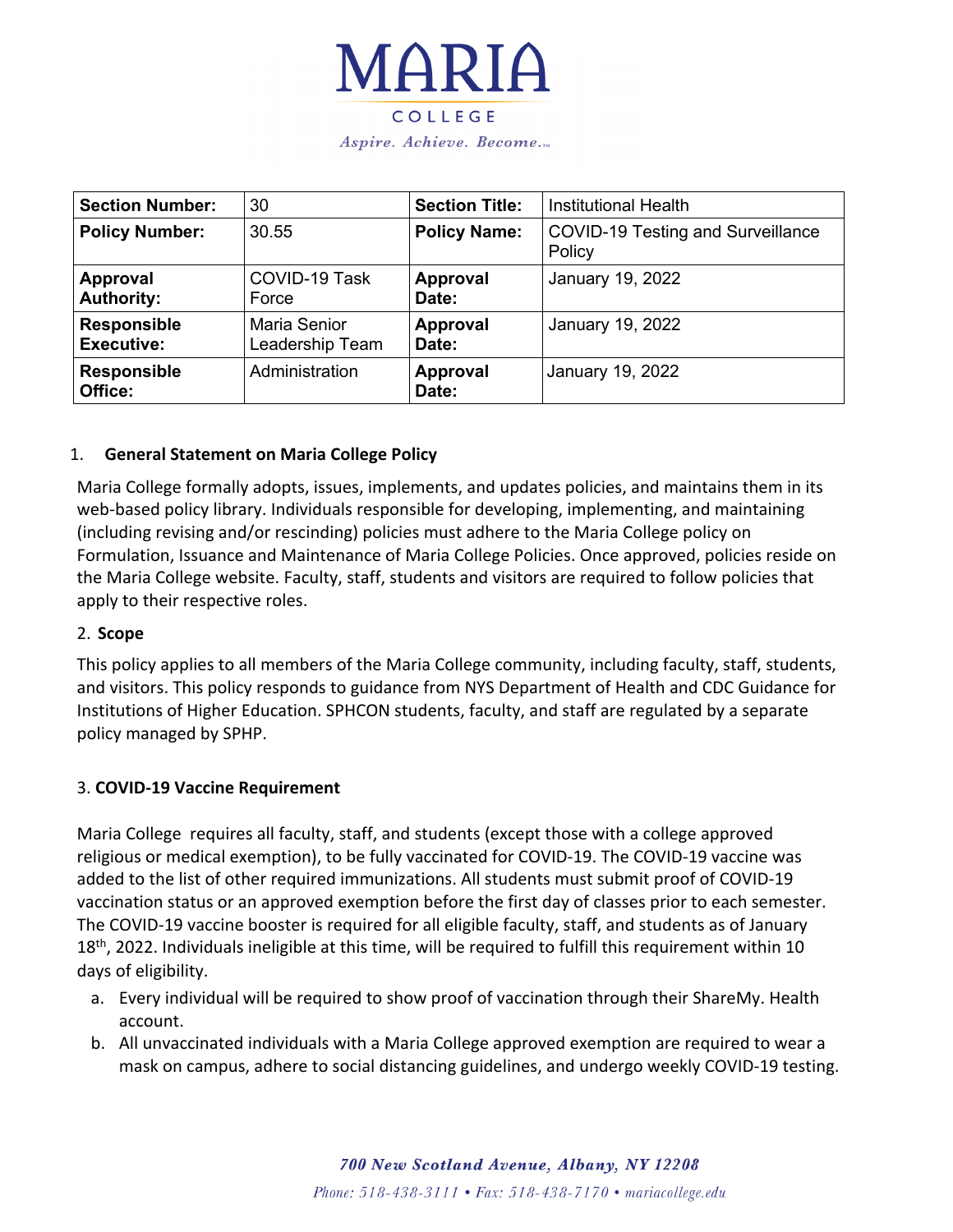# MARIA COLLEGE

*Aspire. Achieve. Become.*™

| Section Number: | 30 | Section Title: | Institutional Health |
|---|---|---|---|
| **Policy Number:** | 30.55 | **Policy Name:** | COVID-19 Testing and Surveillance Policy |
| **Approval Authority:** | COVID-19 Task Force | **Approval Date:** | January 19, 2022 |
| **Responsible Executive:** | Maria Senior Leadership Team | **Approval Date:** | January 19, 2022 |
| **Responsible Office:** | Administration | **Approval Date:** | January 19, 2022 |

## 1. General Statement on Maria College Policy

Maria College formally adopts, issues, implements, and updates policies, and maintains them in its web-based policy library. Individuals responsible for developing, implementing, and maintaining (including revising and/or rescinding) policies must adhere to the Maria College policy on Formulation, Issuance and Maintenance of Maria College Policies. Once approved, policies reside on the Maria College website. Faculty, staff, students and visitors are required to follow policies that apply to their respective roles.

## 2. Scope

This policy applies to all members of the Maria College community, including faculty, staff, students, and visitors. This policy responds to guidance from NYS Department of Health and CDC Guidance for Institutions of Higher Education. SPHCON students, faculty, and staff are regulated by a separate policy managed by SPHP.

## 3. COVID-19 Vaccine Requirement

Maria College requires all faculty, staff, and students (except those with a college approved religious or medical exemption), to be fully vaccinated for COVID-19. The COVID-19 vaccine was added to the list of other required immunizations. All students must submit proof of COVID-19 vaccination status or an approved exemption before the first day of classes prior to each semester. The COVID-19 vaccine booster is required for all eligible faculty, staff, and students as of January 18th, 2022. Individuals ineligible at this time, will be required to fulfill this requirement within 10 days of eligibility.

a. Every individual will be required to show proof of vaccination through their ShareMy. Health account.
b. All unvaccinated individuals with a Maria College approved exemption are required to wear a mask on campus, adhere to social distancing guidelines, and undergo weekly COVID-19 testing.

*700 New Scotland Avenue, Albany, NY 12208*

*Phone: 518-438-3111 • Fax: 518-438-7170 • mariacollege.edu*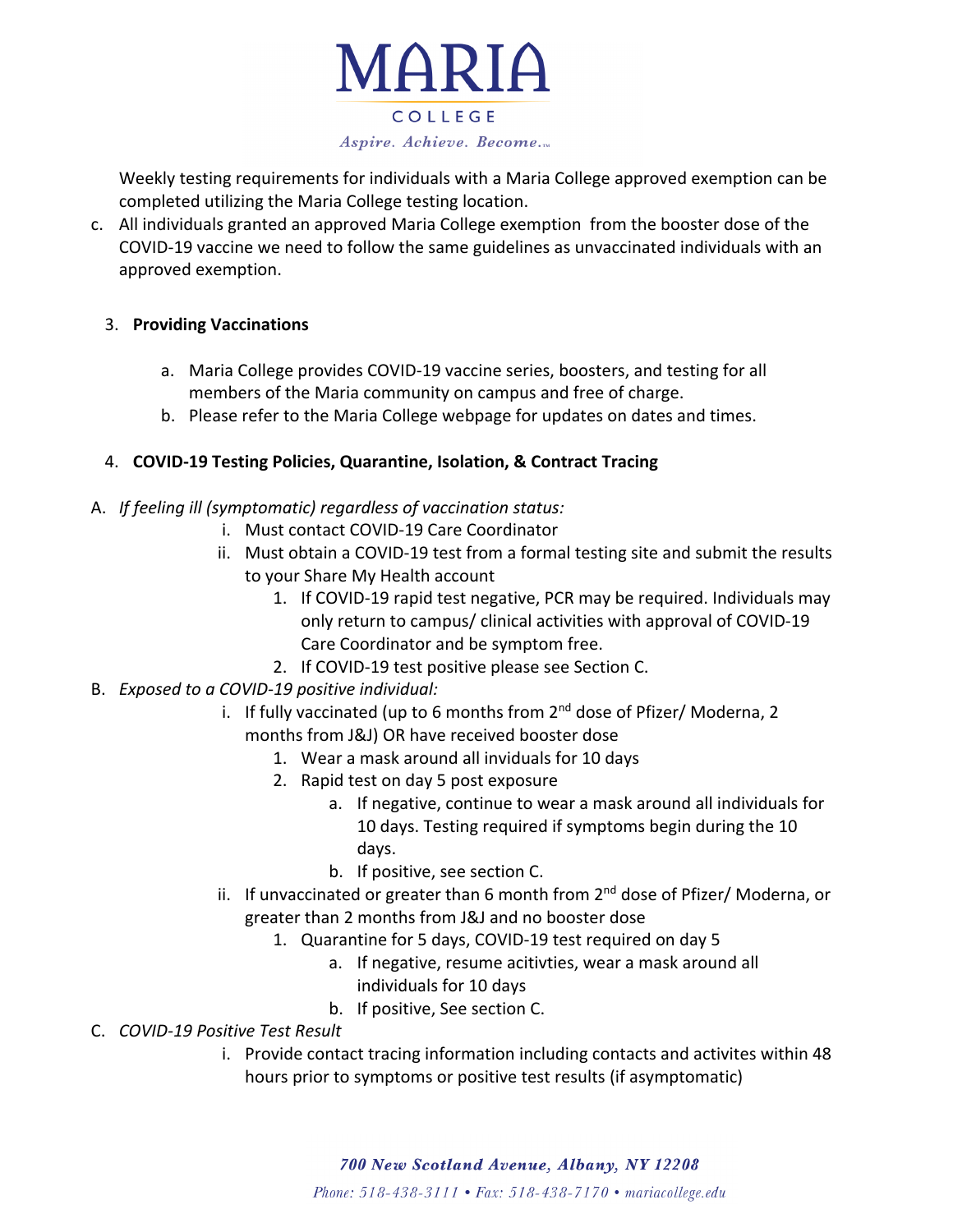Weekly testing requirements for individuals with a Maria College approved exemption can be completed utilizing the Maria College testing location.

c. All individuals granted an approved Maria College exemption from the booster dose of the COVID-19 vaccine we need to follow the same guidelines as unvaccinated individuals with an approved exemption.

3. **Providing Vaccinations**

   a. Maria College provides COVID-19 vaccine series, boosters, and testing for all members of the Maria community on campus and free of charge.
   b. Please refer to the Maria College webpage for updates on dates and times.

4. **COVID-19 Testing Policies, Quarantine, Isolation, & Contract Tracing**

A. *If feeling ill (symptomatic) regardless of vaccination status:*
   i. Must contact COVID-19 Care Coordinator
   ii. Must obtain a COVID-19 test from a formal testing site and submit the results to your Share My Health account
      1. If COVID-19 rapid test negative, PCR may be required. Individuals may only return to campus/ clinical activities with approval of COVID-19 Care Coordinator and be symptom free.
      2. If COVID-19 test positive please see Section C.

B. *Exposed to a COVID-19 positive individual:*
   i. If fully vaccinated (up to 6 months from 2nd dose of Pfizer/ Moderna, 2 months from J&J) OR have received booster dose
      1. Wear a mask around all invidiuals for 10 days
      2. Rapid test on day 5 post exposure
         a. If negative, continue to wear a mask around all individuals for 10 days. Testing required if symptoms begin during the 10 days.
         b. If positive, see section C.
   ii. If unvaccinated or greater than 6 month from 2nd dose of Pfizer/ Moderna, or greater than 2 months from J&J and no booster dose
      1. Quarantine for 5 days, COVID-19 test required on day 5
         a. If negative, resume acitivties, wear a mask around all individuals for 10 days
         b. If positive, See section C.

C. *COVID-19 Positive Test Result*
   i. Provide contact tracing information including contacts and activites within 48 hours prior to symptoms or positive test results (if asymptomatic)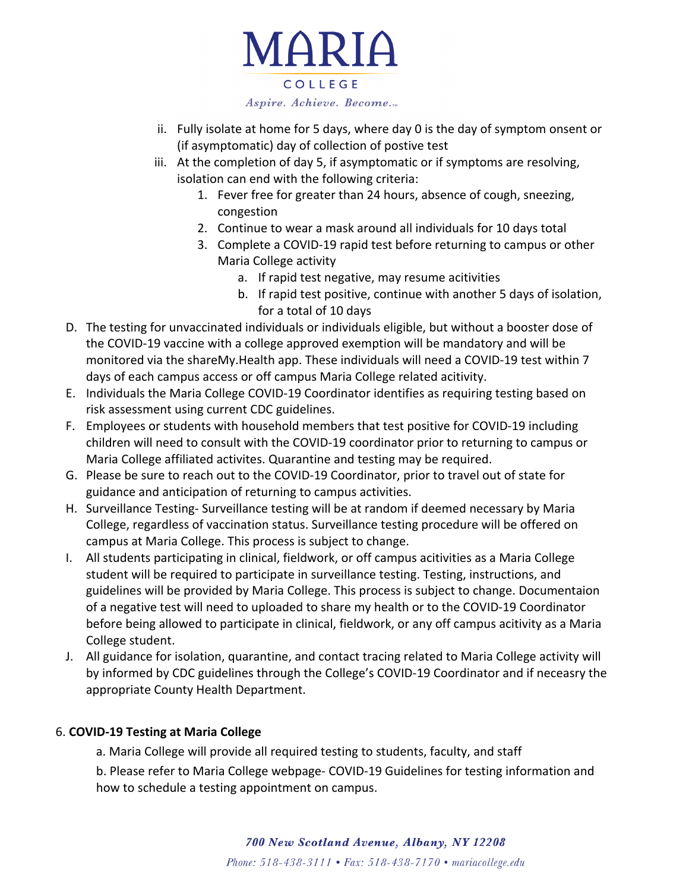ii. Fully isolate at home for 5 days, where day 0 is the day of symptom onsent or (if asymptomatic) day of collection of postive test
   iii. At the completion of day 5, if asymptomatic or if symptoms are resolving, isolation can end with the following criteria:
      1. Fever free for greater than 24 hours, absence of cough, sneezing, congestion
      2. Continue to wear a mask around all individuals for 10 days total
      3. Complete a COVID-19 rapid test before returning to campus or other Maria College activity
         a. If rapid test negative, may resume acitivities
         b. If rapid test positive, continue with another 5 days of isolation, for a total of 10 days

D. The testing for unvaccinated individuals or individuals eligible, but without a booster dose of the COVID-19 vaccine with a college approved exemption will be mandatory and will be monitored via the shareMy.Health app. These individuals will need a COVID-19 test within 7 days of each campus access or off campus Maria College related acitivity.

E. Individuals the Maria College COVID-19 Coordinator identifies as requiring testing based on risk assessment using current CDC guidelines.

F. Employees or students with household members that test positive for COVID-19 including children will need to consult with the COVID-19 coordinator prior to returning to campus or Maria College affiliated activites. Quarantine and testing may be required.

G. Please be sure to reach out to the COVID-19 Coordinator, prior to travel out of state for guidance and anticipation of returning to campus activities.

H. Surveillance Testing- Surveillance testing will be at random if deemed necessary by Maria College, regardless of vaccination status. Surveillance testing procedure will be offered on campus at Maria College. This process is subject to change.

I. All students participating in clinical, fieldwork, or off campus acitivities as a Maria College student will be required to participate in surveillance testing. Testing, instructions, and guidelines will be provided by Maria College. This process is subject to change. Documentaion of a negative test will need to uploaded to share my health or to the COVID-19 Coordinator before being allowed to participate in clinical, fieldwork, or any off campus acitivity as a Maria College student.

J. All guidance for isolation, quarantine, and contact tracing related to Maria College activity will by informed by CDC guidelines through the College's COVID-19 Coordinator and if neceasry the appropriate County Health Department.

6. **COVID-19 Testing at Maria College**

   a. Maria College will provide all required testing to students, faculty, and staff

   b. Please refer to Maria College webpage- COVID-19 Guidelines for testing information and how to schedule a testing appointment on campus.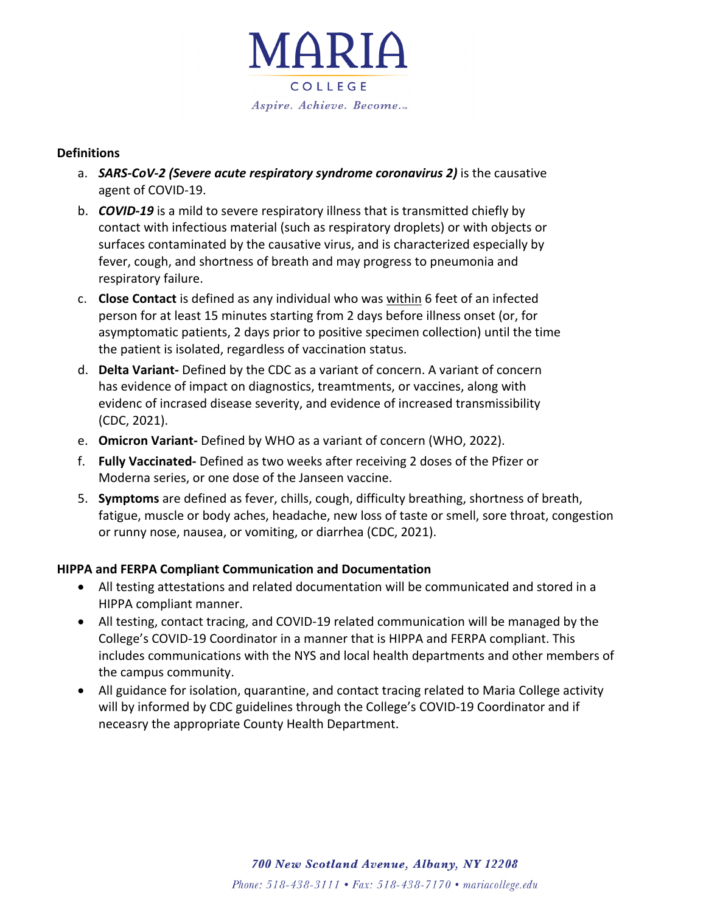# MARIA COLLEGE

*Aspire. Achieve. Become.*

**Definitions**

a. ***SARS-CoV-2 (Severe acute respiratory syndrome coronavirus 2)*** is the causative agent of COVID-19.

b. ***COVID-19*** is a mild to severe respiratory illness that is transmitted chiefly by contact with infectious material (such as respiratory droplets) or with objects or surfaces contaminated by the causative virus, and is characterized especially by fever, cough, and shortness of breath and may progress to pneumonia and respiratory failure.

c. **Close Contact** is defined as any individual who was <u>within</u> 6 feet of an infected person for at least 15 minutes starting from 2 days before illness onset (or, for asymptomatic patients, 2 days prior to positive specimen collection) until the time the patient is isolated, regardless of vaccination status.

d. **Delta Variant-** Defined by the CDC as a variant of concern. A variant of concern has evidence of impact on diagnostics, treamtments, or vaccines, along with evidenc of incrased disease severity, and evidence of increased transmissibility (CDC, 2021).

e. **Omicron Variant-** Defined by WHO as a variant of concern (WHO, 2022).

f. **Fully Vaccinated-** Defined as two weeks after receiving 2 doses of the Pfizer or Moderna series, or one dose of the Janseen vaccine.

5. **Symptoms** are defined as fever, chills, cough, difficulty breathing, shortness of breath, fatigue, muscle or body aches, headache, new loss of taste or smell, sore throat, congestion or runny nose, nausea, or vomiting, or diarrhea (CDC, 2021).

**HIPPA and FERPA Compliant Communication and Documentation**

- All testing attestations and related documentation will be communicated and stored in a HIPPA compliant manner.
- All testing, contact tracing, and COVID-19 related communication will be managed by the College's COVID-19 Coordinator in a manner that is HIPPA and FERPA compliant. This includes communications with the NYS and local health departments and other members of the campus community.
- All guidance for isolation, quarantine, and contact tracing related to Maria College activity will by informed by CDC guidelines through the College's COVID-19 Coordinator and if neceasry the appropriate County Health Department.

*700 New Scotland Avenue, Albany, NY 12208*

*Phone: 518-438-3111 • Fax: 518-438-7170 • mariacollege.edu*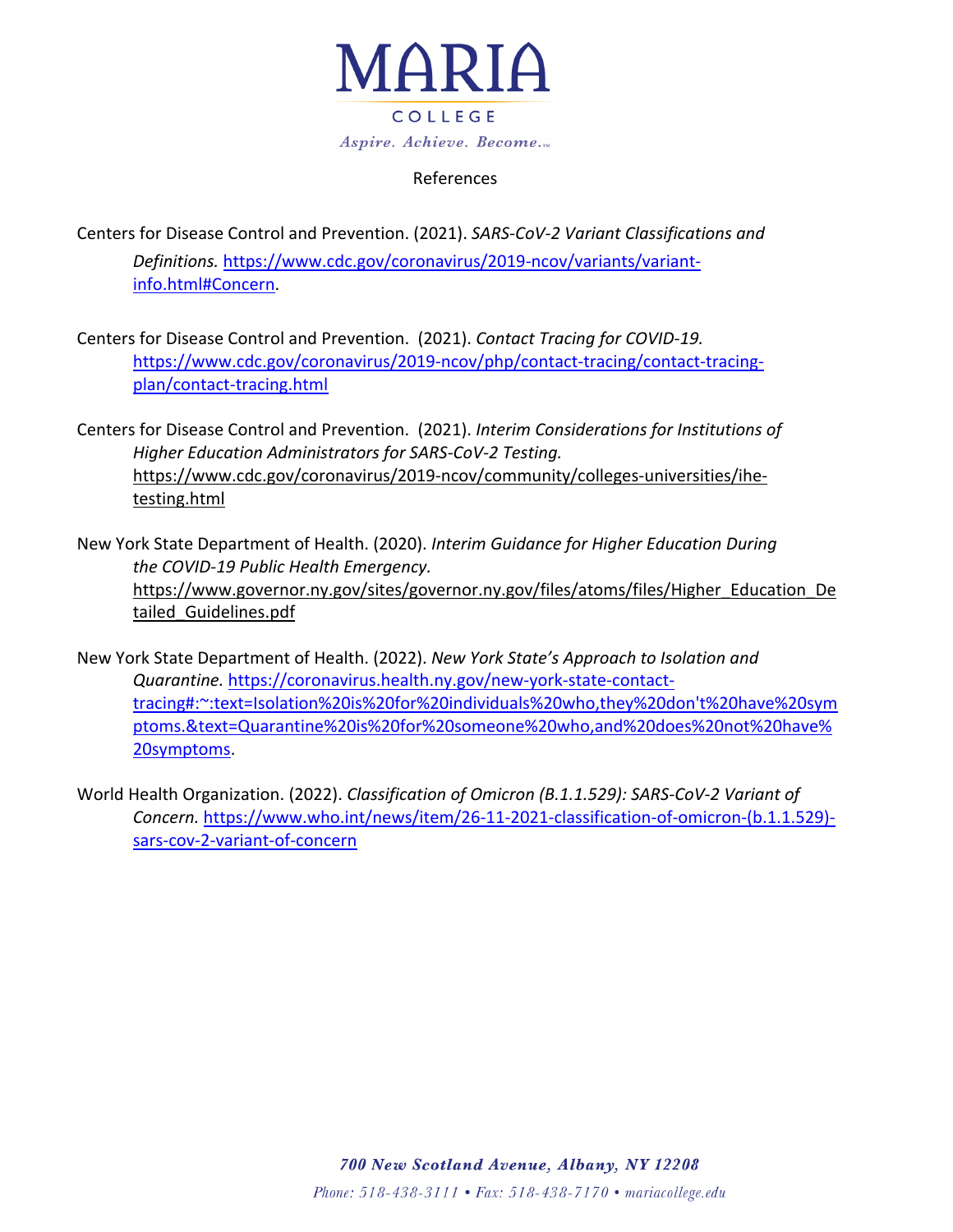# References

Centers for Disease Control and Prevention. (2021). *SARS-CoV-2 Variant Classifications and Definitions.* https://www.cdc.gov/coronavirus/2019-ncov/variants/variant-info.html#Concern.

Centers for Disease Control and Prevention. (2021). *Contact Tracing for COVID-19.* https://www.cdc.gov/coronavirus/2019-ncov/php/contact-tracing/contact-tracing-plan/contact-tracing.html

Centers for Disease Control and Prevention. (2021). *Interim Considerations for Institutions of Higher Education Administrators for SARS-CoV-2 Testing.* https://www.cdc.gov/coronavirus/2019-ncov/community/colleges-universities/ihe-testing.html

New York State Department of Health. (2020). *Interim Guidance for Higher Education During the COVID-19 Public Health Emergency.* https://www.governor.ny.gov/sites/governor.ny.gov/files/atoms/files/Higher_Education_Detailed_Guidelines.pdf

New York State Department of Health. (2022). *New York State's Approach to Isolation and Quarantine.* https://coronavirus.health.ny.gov/new-york-state-contact-tracing#:~:text=Isolation%20is%20for%20individuals%20who,they%20don't%20have%20symptoms.&text=Quarantine%20is%20for%20someone%20who,and%20does%20not%20have%20symptoms.

World Health Organization. (2022). *Classification of Omicron (B.1.1.529): SARS-CoV-2 Variant of Concern.* https://www.who.int/news/item/26-11-2021-classification-of-omicron-(b.1.1.529)-sars-cov-2-variant-of-concern